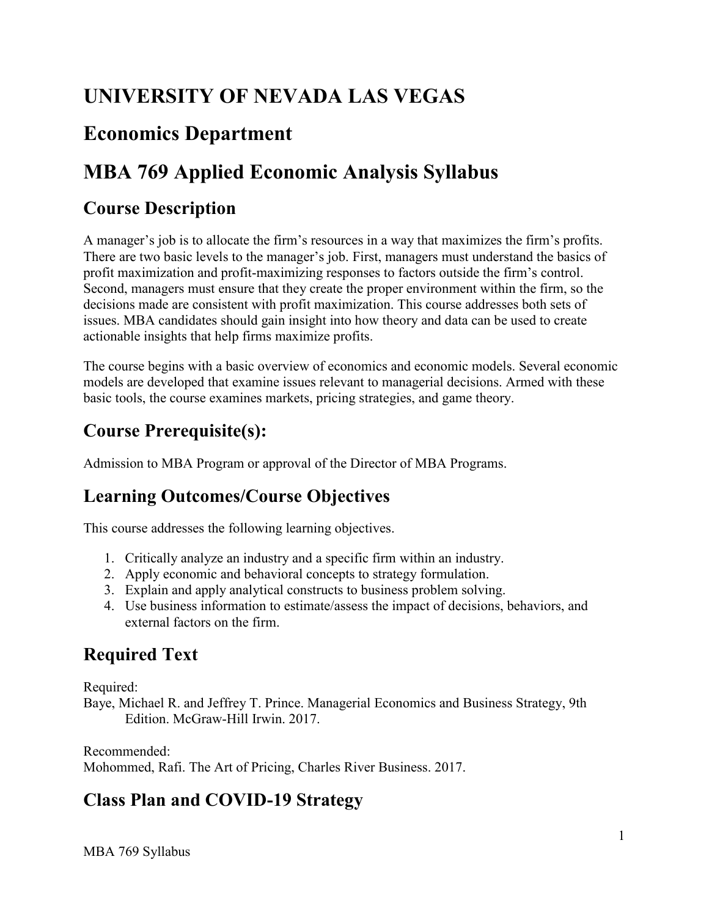# UNIVERSITY OF NEVADA LAS VEGAS

# Economics Department

# MBA 769 Applied Economic Analysis Syllabus

## Course Description

A manager's job is to allocate the firm's resources in a way that maximizes the firm's profits. There are two basic levels to the manager's job. First, managers must understand the basics of profit maximization and profit-maximizing responses to factors outside the firm's control. Second, managers must ensure that they create the proper environment within the firm, so the decisions made are consistent with profit maximization. This course addresses both sets of issues. MBA candidates should gain insight into how theory and data can be used to create actionable insights that help firms maximize profits.

The course begins with a basic overview of economics and economic models. Several economic models are developed that examine issues relevant to managerial decisions. Armed with these basic tools, the course examines markets, pricing strategies, and game theory.

## Course Prerequisite(s):

Admission to MBA Program or approval of the Director of MBA Programs.

## Learning Outcomes/Course Objectives

This course addresses the following learning objectives.

1. Critically analyze an industry and a specific firm within an industry.
2. Apply economic and behavioral concepts to strategy formulation.
3. Explain and apply analytical constructs to business problem solving.
4. Use business information to estimate/assess the impact of decisions, behaviors, and external factors on the firm.

## Required Text

Required:
Baye, Michael R. and Jeffrey T. Prince. Managerial Economics and Business Strategy, 9th Edition. McGraw-Hill Irwin. 2017.

Recommended:
Mohommed, Rafi. The Art of Pricing, Charles River Business. 2017.

## Class Plan and COVID-19 Strategy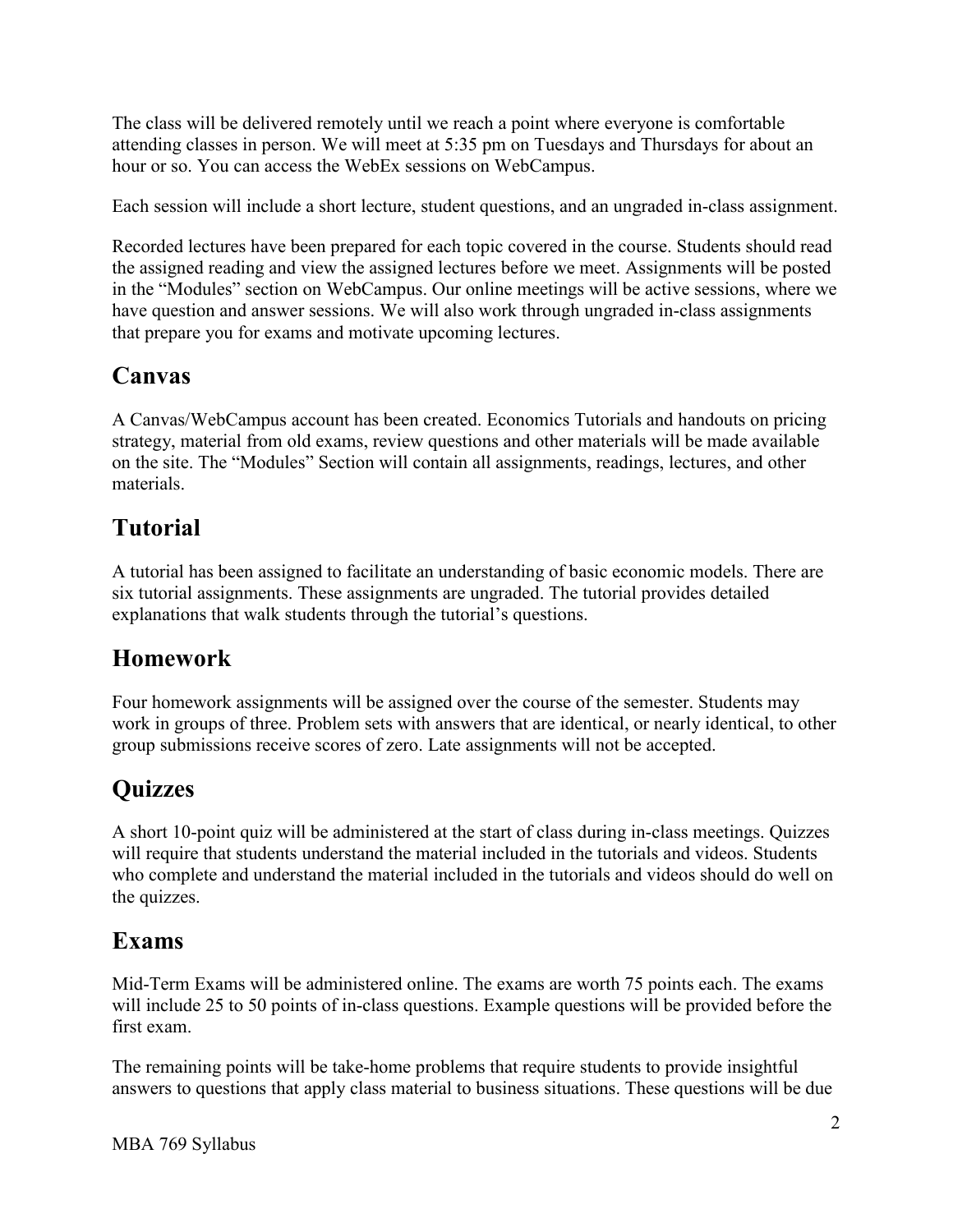The class will be delivered remotely until we reach a point where everyone is comfortable attending classes in person. We will meet at 5:35 pm on Tuesdays and Thursdays for about an hour or so. You can access the WebEx sessions on WebCampus.

Each session will include a short lecture, student questions, and an ungraded in-class assignment.

Recorded lectures have been prepared for each topic covered in the course. Students should read the assigned reading and view the assigned lectures before we meet. Assignments will be posted in the "Modules" section on WebCampus. Our online meetings will be active sessions, where we have question and answer sessions. We will also work through ungraded in-class assignments that prepare you for exams and motivate upcoming lectures.

## Canvas

A Canvas/WebCampus account has been created. Economics Tutorials and handouts on pricing strategy, material from old exams, review questions and other materials will be made available on the site. The "Modules" Section will contain all assignments, readings, lectures, and other materials.

## Tutorial

A tutorial has been assigned to facilitate an understanding of basic economic models. There are six tutorial assignments. These assignments are ungraded. The tutorial provides detailed explanations that walk students through the tutorial's questions.

## Homework

Four homework assignments will be assigned over the course of the semester. Students may work in groups of three. Problem sets with answers that are identical, or nearly identical, to other group submissions receive scores of zero. Late assignments will not be accepted.

## Quizzes

A short 10-point quiz will be administered at the start of class during in-class meetings. Quizzes will require that students understand the material included in the tutorials and videos. Students who complete and understand the material included in the tutorials and videos should do well on the quizzes.

## Exams

Mid-Term Exams will be administered online. The exams are worth 75 points each. The exams will include 25 to 50 points of in-class questions. Example questions will be provided before the first exam.

The remaining points will be take-home problems that require students to provide insightful answers to questions that apply class material to business situations. These questions will be due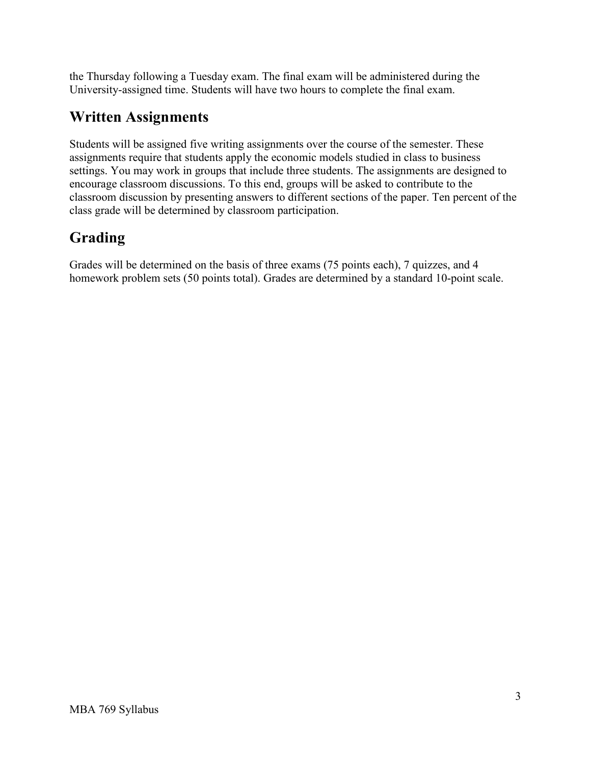the Thursday following a Tuesday exam. The final exam will be administered during the University-assigned time. Students will have two hours to complete the final exam.

## Written Assignments

Students will be assigned five writing assignments over the course of the semester. These assignments require that students apply the economic models studied in class to business settings. You may work in groups that include three students. The assignments are designed to encourage classroom discussions. To this end, groups will be asked to contribute to the classroom discussion by presenting answers to different sections of the paper. Ten percent of the class grade will be determined by classroom participation.

## Grading

Grades will be determined on the basis of three exams (75 points each), 7 quizzes, and 4 homework problem sets (50 points total). Grades are determined by a standard 10-point scale.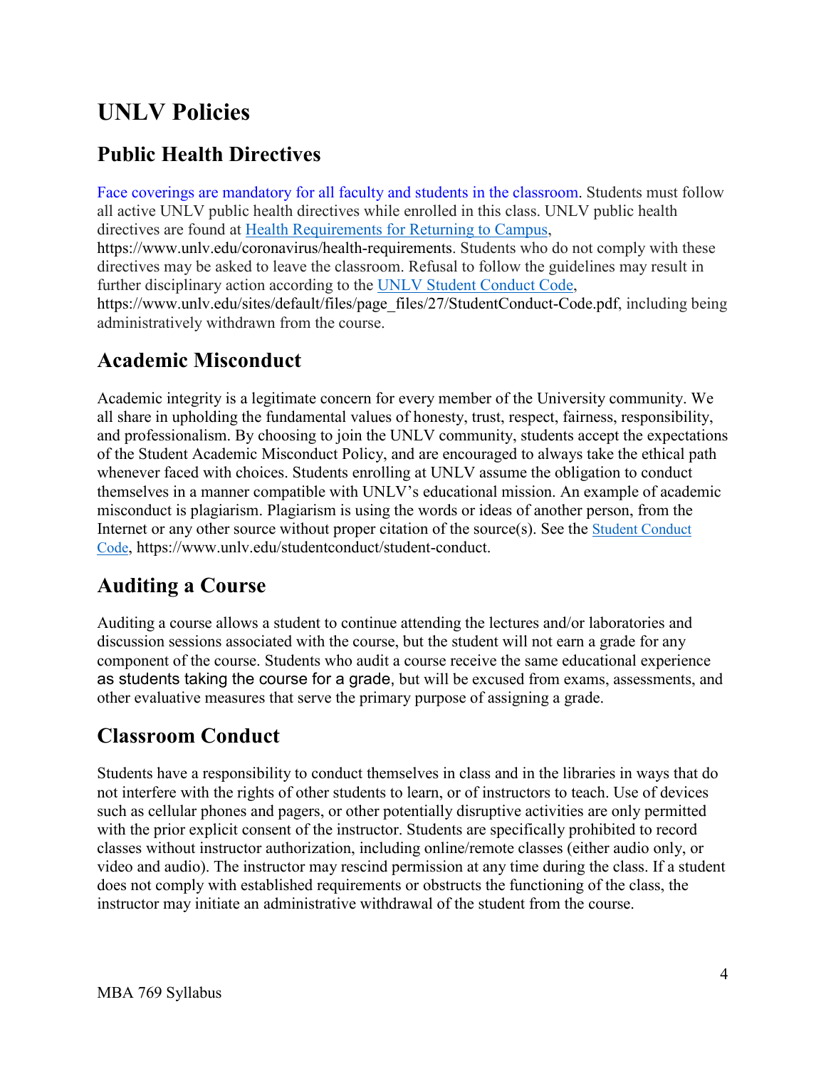# UNLV Policies

## Public Health Directives

Face coverings are mandatory for all faculty and students in the classroom. Students must follow all active UNLV public health directives while enrolled in this class. UNLV public health directives are found at [Health Requirements for Returning to Campus](https://www.unlv.edu/coronavirus/health-requirements), https://www.unlv.edu/coronavirus/health-requirements. Students who do not comply with these directives may be asked to leave the classroom. Refusal to follow the guidelines may result in further disciplinary action according to the [UNLV Student Conduct Code](https://www.unlv.edu/sites/default/files/page_files/27/StudentConduct-Code.pdf), https://www.unlv.edu/sites/default/files/page_files/27/StudentConduct-Code.pdf, including being administratively withdrawn from the course.

## Academic Misconduct

Academic integrity is a legitimate concern for every member of the University community. We all share in upholding the fundamental values of honesty, trust, respect, fairness, responsibility, and professionalism. By choosing to join the UNLV community, students accept the expectations of the Student Academic Misconduct Policy, and are encouraged to always take the ethical path whenever faced with choices. Students enrolling at UNLV assume the obligation to conduct themselves in a manner compatible with UNLV's educational mission. An example of academic misconduct is plagiarism. Plagiarism is using the words or ideas of another person, from the Internet or any other source without proper citation of the source(s). See the [Student Conduct Code](https://www.unlv.edu/studentconduct/student-conduct), https://www.unlv.edu/studentconduct/student-conduct.

## Auditing a Course

Auditing a course allows a student to continue attending the lectures and/or laboratories and discussion sessions associated with the course, but the student will not earn a grade for any component of the course. Students who audit a course receive the same educational experience as students taking the course for a grade, but will be excused from exams, assessments, and other evaluative measures that serve the primary purpose of assigning a grade.

## Classroom Conduct

Students have a responsibility to conduct themselves in class and in the libraries in ways that do not interfere with the rights of other students to learn, or of instructors to teach. Use of devices such as cellular phones and pagers, or other potentially disruptive activities are only permitted with the prior explicit consent of the instructor. Students are specifically prohibited to record classes without instructor authorization, including online/remote classes (either audio only, or video and audio). The instructor may rescind permission at any time during the class. If a student does not comply with established requirements or obstructs the functioning of the class, the instructor may initiate an administrative withdrawal of the student from the course.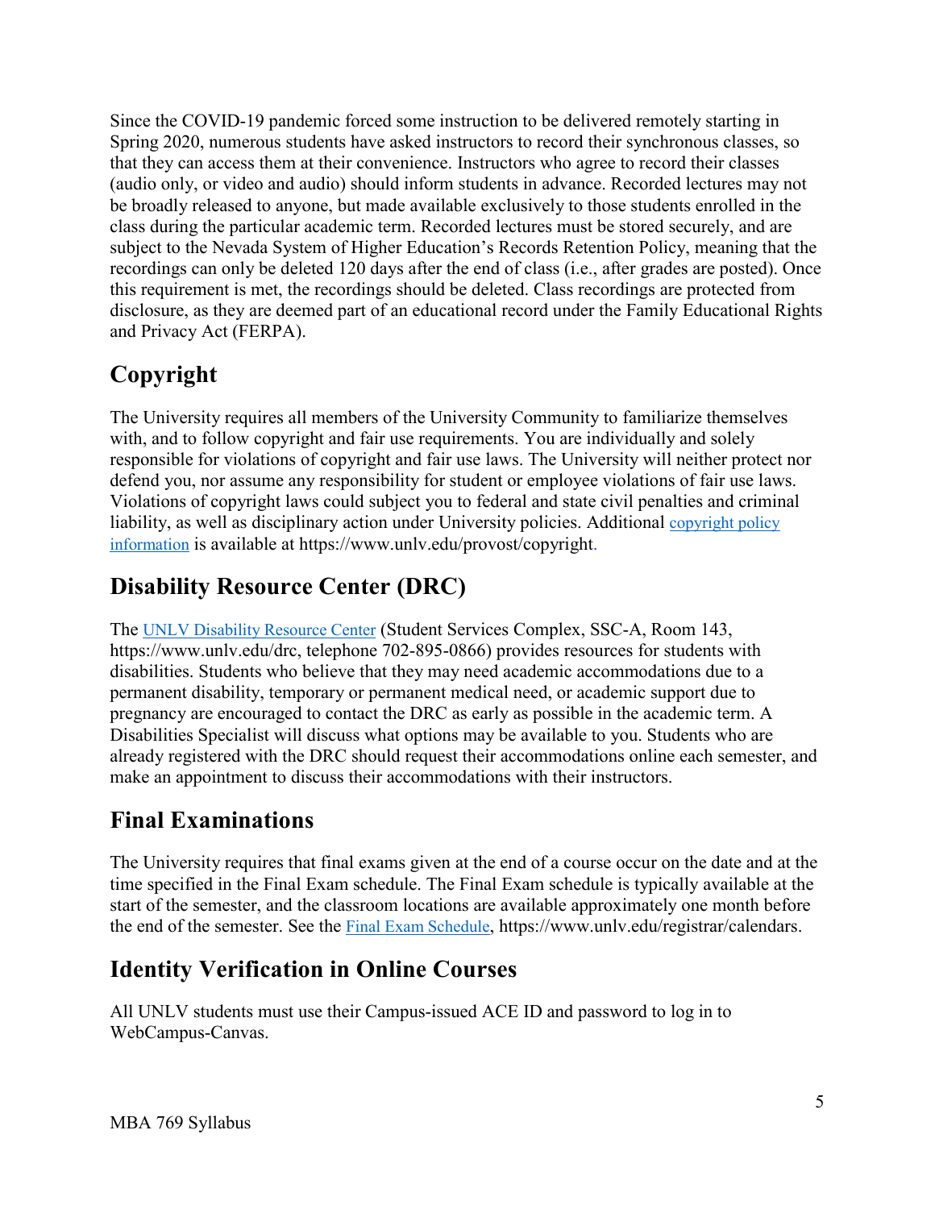Since the COVID-19 pandemic forced some instruction to be delivered remotely starting in Spring 2020, numerous students have asked instructors to record their synchronous classes, so that they can access them at their convenience. Instructors who agree to record their classes (audio only, or video and audio) should inform students in advance. Recorded lectures may not be broadly released to anyone, but made available exclusively to those students enrolled in the class during the particular academic term. Recorded lectures must be stored securely, and are subject to the Nevada System of Higher Education's Records Retention Policy, meaning that the recordings can only be deleted 120 days after the end of class (i.e., after grades are posted). Once this requirement is met, the recordings should be deleted. Class recordings are protected from disclosure, as they are deemed part of an educational record under the Family Educational Rights and Privacy Act (FERPA).

## Copyright

The University requires all members of the University Community to familiarize themselves with, and to follow copyright and fair use requirements. You are individually and solely responsible for violations of copyright and fair use laws. The University will neither protect nor defend you, nor assume any responsibility for student or employee violations of fair use laws. Violations of copyright laws could subject you to federal and state civil penalties and criminal liability, as well as disciplinary action under University policies. Additional [copyright policy information](https://www.unlv.edu/provost/copyright) is available at https://www.unlv.edu/provost/copyright.

## Disability Resource Center (DRC)

The [UNLV Disability Resource Center](https://www.unlv.edu/drc) (Student Services Complex, SSC-A, Room 143, https://www.unlv.edu/drc, telephone 702-895-0866) provides resources for students with disabilities. Students who believe that they may need academic accommodations due to a permanent disability, temporary or permanent medical need, or academic support due to pregnancy are encouraged to contact the DRC as early as possible in the academic term. A Disabilities Specialist will discuss what options may be available to you. Students who are already registered with the DRC should request their accommodations online each semester, and make an appointment to discuss their accommodations with their instructors.

## Final Examinations

The University requires that final exams given at the end of a course occur on the date and at the time specified in the Final Exam schedule. The Final Exam schedule is typically available at the start of the semester, and the classroom locations are available approximately one month before the end of the semester. See the [Final Exam Schedule](https://www.unlv.edu/registrar/calendars), https://www.unlv.edu/registrar/calendars.

## Identity Verification in Online Courses

All UNLV students must use their Campus-issued ACE ID and password to log in to WebCampus-Canvas.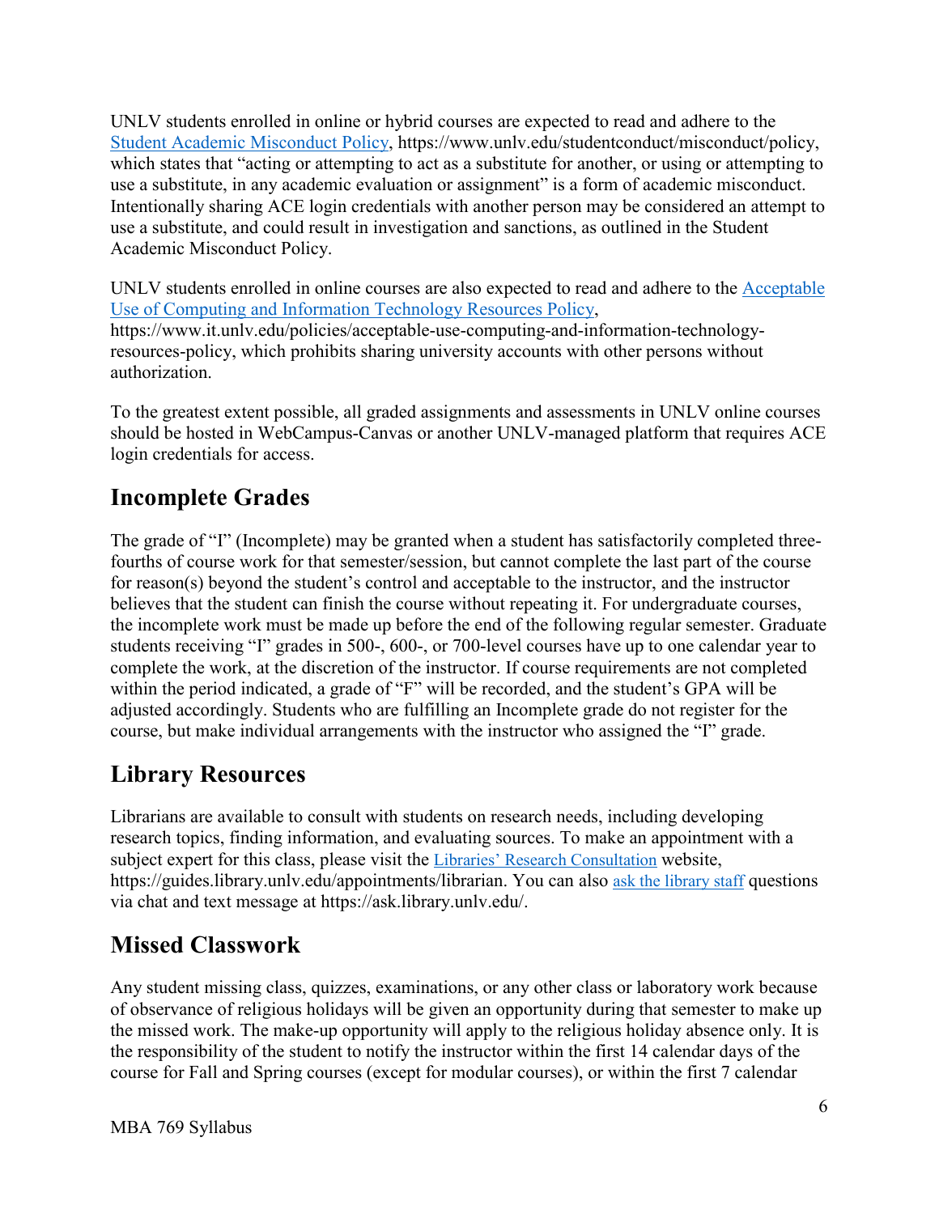UNLV students enrolled in online or hybrid courses are expected to read and adhere to the [Student Academic Misconduct Policy](https://www.unlv.edu/studentconduct/misconduct/policy), https://www.unlv.edu/studentconduct/misconduct/policy, which states that "acting or attempting to act as a substitute for another, or using or attempting to use a substitute, in any academic evaluation or assignment" is a form of academic misconduct. Intentionally sharing ACE login credentials with another person may be considered an attempt to use a substitute, and could result in investigation and sanctions, as outlined in the Student Academic Misconduct Policy.

UNLV students enrolled in online courses are also expected to read and adhere to the [Acceptable Use of Computing and Information Technology Resources Policy](https://www.it.unlv.edu/policies/acceptable-use-computing-and-information-technology-resources-policy), https://www.it.unlv.edu/policies/acceptable-use-computing-and-information-technology-resources-policy, which prohibits sharing university accounts with other persons without authorization.

To the greatest extent possible, all graded assignments and assessments in UNLV online courses should be hosted in WebCampus-Canvas or another UNLV-managed platform that requires ACE login credentials for access.

## Incomplete Grades

The grade of "I" (Incomplete) may be granted when a student has satisfactorily completed three-fourths of course work for that semester/session, but cannot complete the last part of the course for reason(s) beyond the student's control and acceptable to the instructor, and the instructor believes that the student can finish the course without repeating it. For undergraduate courses, the incomplete work must be made up before the end of the following regular semester. Graduate students receiving "I" grades in 500-, 600-, or 700-level courses have up to one calendar year to complete the work, at the discretion of the instructor. If course requirements are not completed within the period indicated, a grade of "F" will be recorded, and the student's GPA will be adjusted accordingly. Students who are fulfilling an Incomplete grade do not register for the course, but make individual arrangements with the instructor who assigned the "I" grade.

## Library Resources

Librarians are available to consult with students on research needs, including developing research topics, finding information, and evaluating sources. To make an appointment with a subject expert for this class, please visit the [Libraries' Research Consultation](https://guides.library.unlv.edu/appointments/librarian) website, https://guides.library.unlv.edu/appointments/librarian. You can also [ask the library staff](https://ask.library.unlv.edu/) questions via chat and text message at https://ask.library.unlv.edu/.

## Missed Classwork

Any student missing class, quizzes, examinations, or any other class or laboratory work because of observance of religious holidays will be given an opportunity during that semester to make up the missed work. The make-up opportunity will apply to the religious holiday absence only. It is the responsibility of the student to notify the instructor within the first 14 calendar days of the course for Fall and Spring courses (except for modular courses), or within the first 7 calendar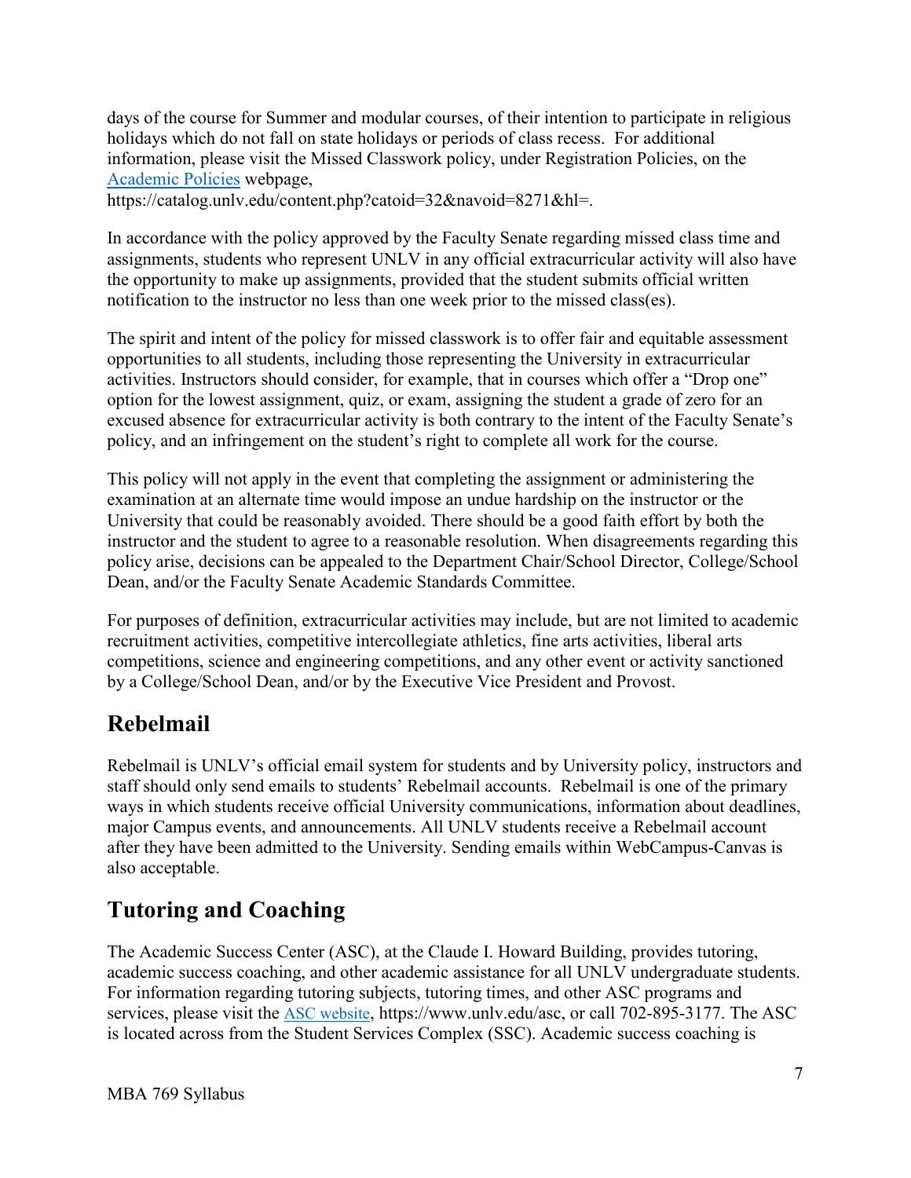days of the course for Summer and modular courses, of their intention to participate in religious holidays which do not fall on state holidays or periods of class recess. For additional information, please visit the Missed Classwork policy, under Registration Policies, on the [Academic Policies](https://catalog.unlv.edu/content.php?catoid=32&navoid=8271&hl=) webpage, https://catalog.unlv.edu/content.php?catoid=32&navoid=8271&hl=.

In accordance with the policy approved by the Faculty Senate regarding missed class time and assignments, students who represent UNLV in any official extracurricular activity will also have the opportunity to make up assignments, provided that the student submits official written notification to the instructor no less than one week prior to the missed class(es).

The spirit and intent of the policy for missed classwork is to offer fair and equitable assessment opportunities to all students, including those representing the University in extracurricular activities. Instructors should consider, for example, that in courses which offer a "Drop one" option for the lowest assignment, quiz, or exam, assigning the student a grade of zero for an excused absence for extracurricular activity is both contrary to the intent of the Faculty Senate's policy, and an infringement on the student's right to complete all work for the course.

This policy will not apply in the event that completing the assignment or administering the examination at an alternate time would impose an undue hardship on the instructor or the University that could be reasonably avoided. There should be a good faith effort by both the instructor and the student to agree to a reasonable resolution. When disagreements regarding this policy arise, decisions can be appealed to the Department Chair/School Director, College/School Dean, and/or the Faculty Senate Academic Standards Committee.

For purposes of definition, extracurricular activities may include, but are not limited to academic recruitment activities, competitive intercollegiate athletics, fine arts activities, liberal arts competitions, science and engineering competitions, and any other event or activity sanctioned by a College/School Dean, and/or by the Executive Vice President and Provost.

## Rebelmail

Rebelmail is UNLV's official email system for students and by University policy, instructors and staff should only send emails to students' Rebelmail accounts. Rebelmail is one of the primary ways in which students receive official University communications, information about deadlines, major Campus events, and announcements. All UNLV students receive a Rebelmail account after they have been admitted to the University. Sending emails within WebCampus-Canvas is also acceptable.

## Tutoring and Coaching

The Academic Success Center (ASC), at the Claude I. Howard Building, provides tutoring, academic success coaching, and other academic assistance for all UNLV undergraduate students. For information regarding tutoring subjects, tutoring times, and other ASC programs and services, please visit the [ASC website](https://www.unlv.edu/asc), https://www.unlv.edu/asc, or call 702-895-3177. The ASC is located across from the Student Services Complex (SSC). Academic success coaching is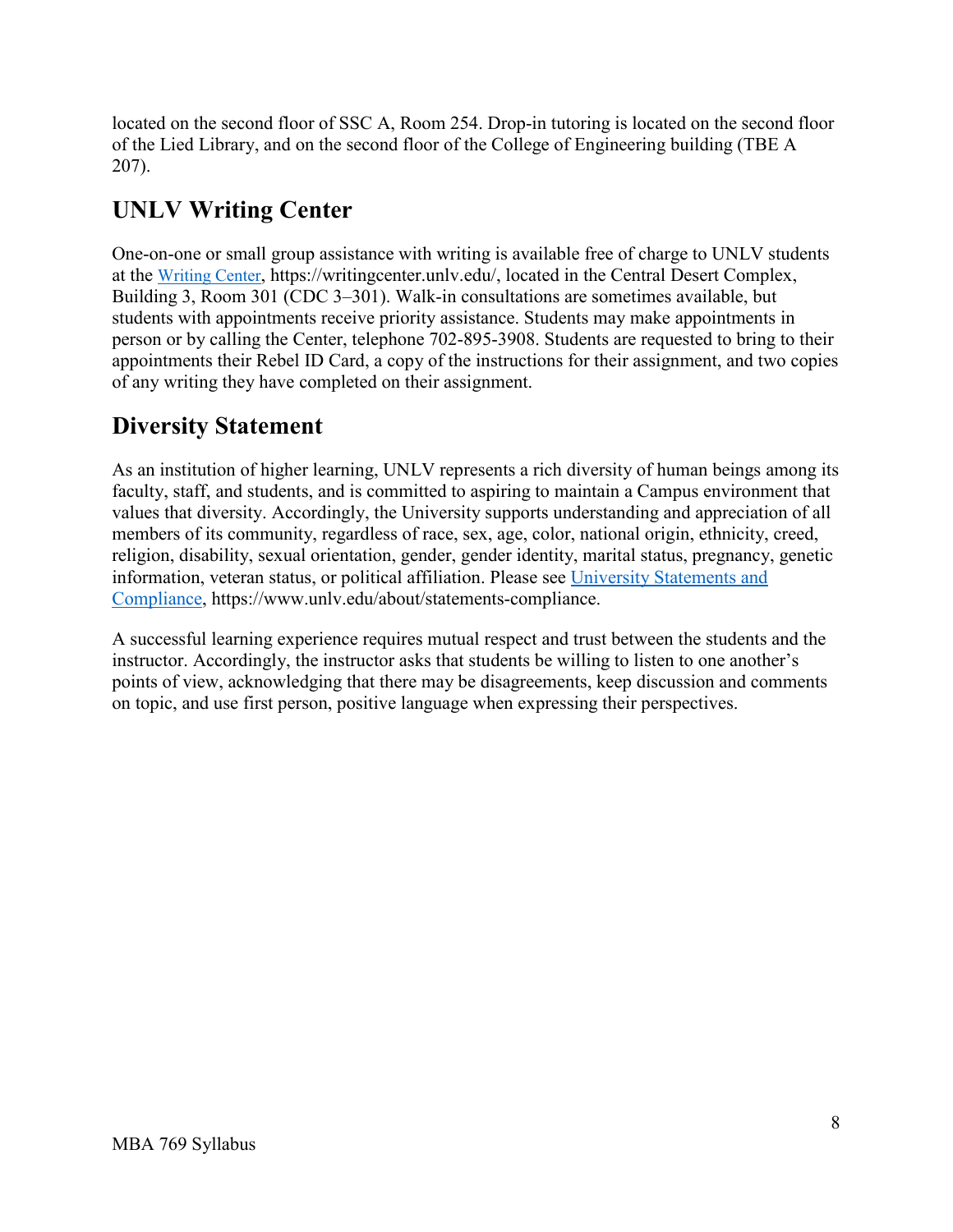located on the second floor of SSC A, Room 254. Drop-in tutoring is located on the second floor of the Lied Library, and on the second floor of the College of Engineering building (TBE A 207).

## UNLV Writing Center

One-on-one or small group assistance with writing is available free of charge to UNLV students at the Writing Center, https://writingcenter.unlv.edu/, located in the Central Desert Complex, Building 3, Room 301 (CDC 3–301). Walk-in consultations are sometimes available, but students with appointments receive priority assistance. Students may make appointments in person or by calling the Center, telephone 702-895-3908. Students are requested to bring to their appointments their Rebel ID Card, a copy of the instructions for their assignment, and two copies of any writing they have completed on their assignment.

## Diversity Statement

As an institution of higher learning, UNLV represents a rich diversity of human beings among its faculty, staff, and students, and is committed to aspiring to maintain a Campus environment that values that diversity. Accordingly, the University supports understanding and appreciation of all members of its community, regardless of race, sex, age, color, national origin, ethnicity, creed, religion, disability, sexual orientation, gender, gender identity, marital status, pregnancy, genetic information, veteran status, or political affiliation. Please see University Statements and Compliance, https://www.unlv.edu/about/statements-compliance.

A successful learning experience requires mutual respect and trust between the students and the instructor. Accordingly, the instructor asks that students be willing to listen to one another's points of view, acknowledging that there may be disagreements, keep discussion and comments on topic, and use first person, positive language when expressing their perspectives.